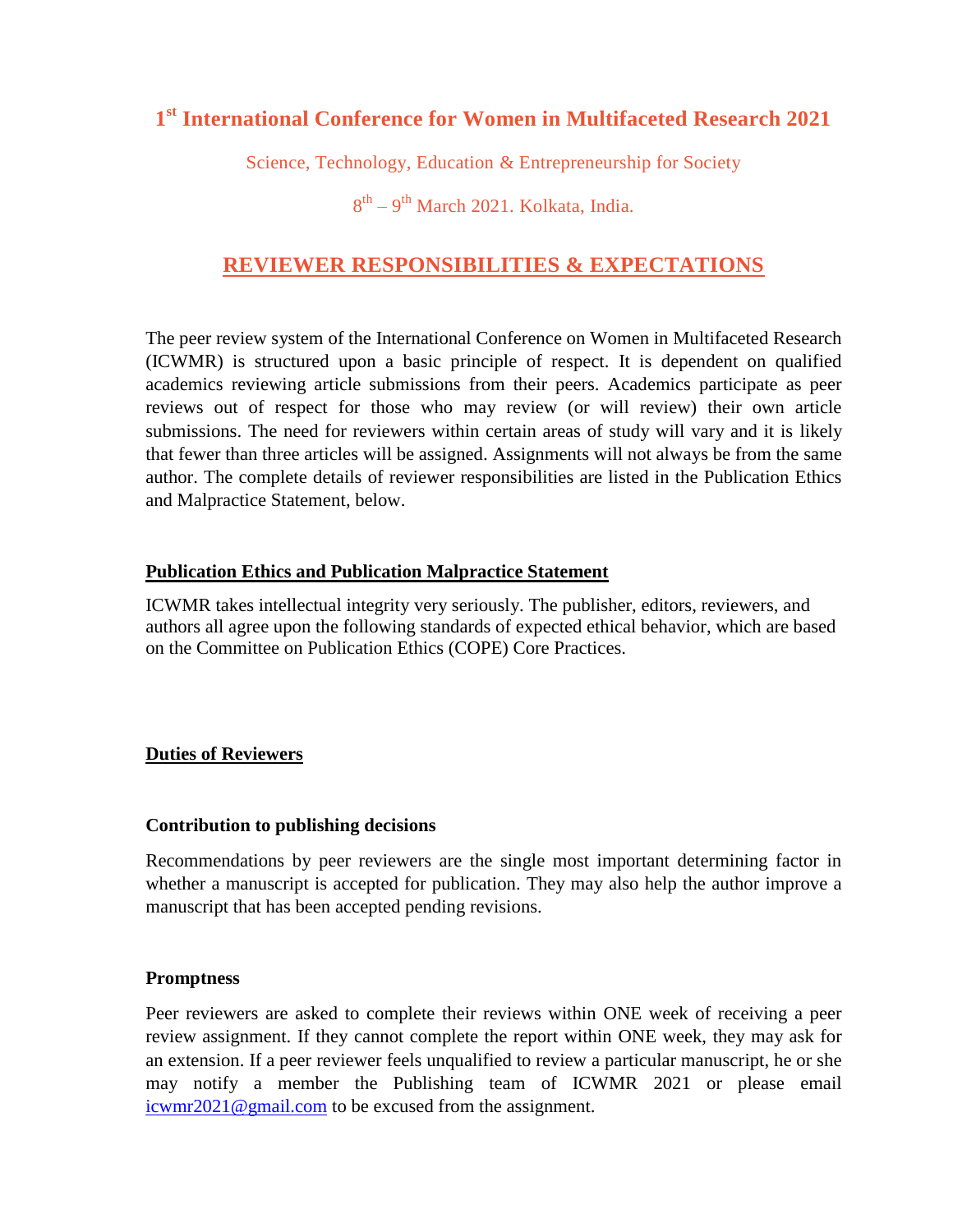# 1st International Conference for Women in Multifaceted Research 2021

Science, Technology, Education & Entrepreneurship for Society

8th – 9th March 2021. Kolkata, India.

## REVIEWER RESPONSIBILITIES & EXPECTATIONS

The peer review system of the International Conference on Women in Multifaceted Research (ICWMR) is structured upon a basic principle of respect. It is dependent on qualified academics reviewing article submissions from their peers. Academics participate as peer reviews out of respect for those who may review (or will review) their own article submissions. The need for reviewers within certain areas of study will vary and it is likely that fewer than three articles will be assigned. Assignments will not always be from the same author. The complete details of reviewer responsibilities are listed in the Publication Ethics and Malpractice Statement, below.

### Publication Ethics and Publication Malpractice Statement

ICWMR takes intellectual integrity very seriously. The publisher, editors, reviewers, and authors all agree upon the following standards of expected ethical behavior, which are based on the Committee on Publication Ethics (COPE) Core Practices.

### Duties of Reviewers

#### Contribution to publishing decisions

Recommendations by peer reviewers are the single most important determining factor in whether a manuscript is accepted for publication. They may also help the author improve a manuscript that has been accepted pending revisions.

#### Promptness

Peer reviewers are asked to complete their reviews within ONE week of receiving a peer review assignment. If they cannot complete the report within ONE week, they may ask for an extension. If a peer reviewer feels unqualified to review a particular manuscript, he or she may notify a member the Publishing team of ICWMR 2021 or please email icwmr2021@gmail.com to be excused from the assignment.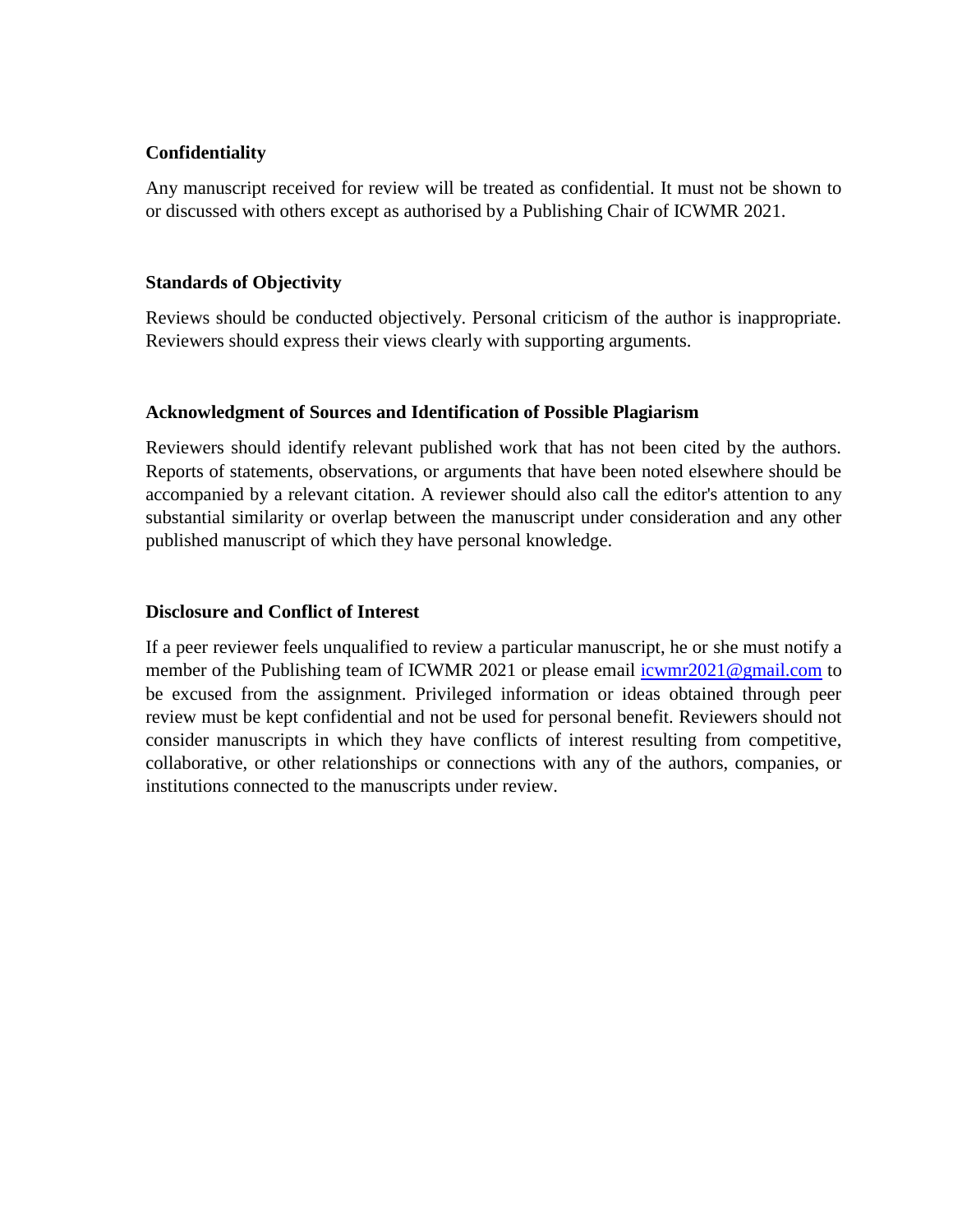**Confidentiality**

Any manuscript received for review will be treated as confidential. It must not be shown to or discussed with others except as authorised by a Publishing Chair of ICWMR 2021.

**Standards of Objectivity**

Reviews should be conducted objectively. Personal criticism of the author is inappropriate. Reviewers should express their views clearly with supporting arguments.

**Acknowledgment of Sources and Identification of Possible Plagiarism**

Reviewers should identify relevant published work that has not been cited by the authors. Reports of statements, observations, or arguments that have been noted elsewhere should be accompanied by a relevant citation. A reviewer should also call the editor's attention to any substantial similarity or overlap between the manuscript under consideration and any other published manuscript of which they have personal knowledge.

**Disclosure and Conflict of Interest**

If a peer reviewer feels unqualified to review a particular manuscript, he or she must notify a member of the Publishing team of ICWMR 2021 or please email icwmr2021@gmail.com to be excused from the assignment. Privileged information or ideas obtained through peer review must be kept confidential and not be used for personal benefit. Reviewers should not consider manuscripts in which they have conflicts of interest resulting from competitive, collaborative, or other relationships or connections with any of the authors, companies, or institutions connected to the manuscripts under review.